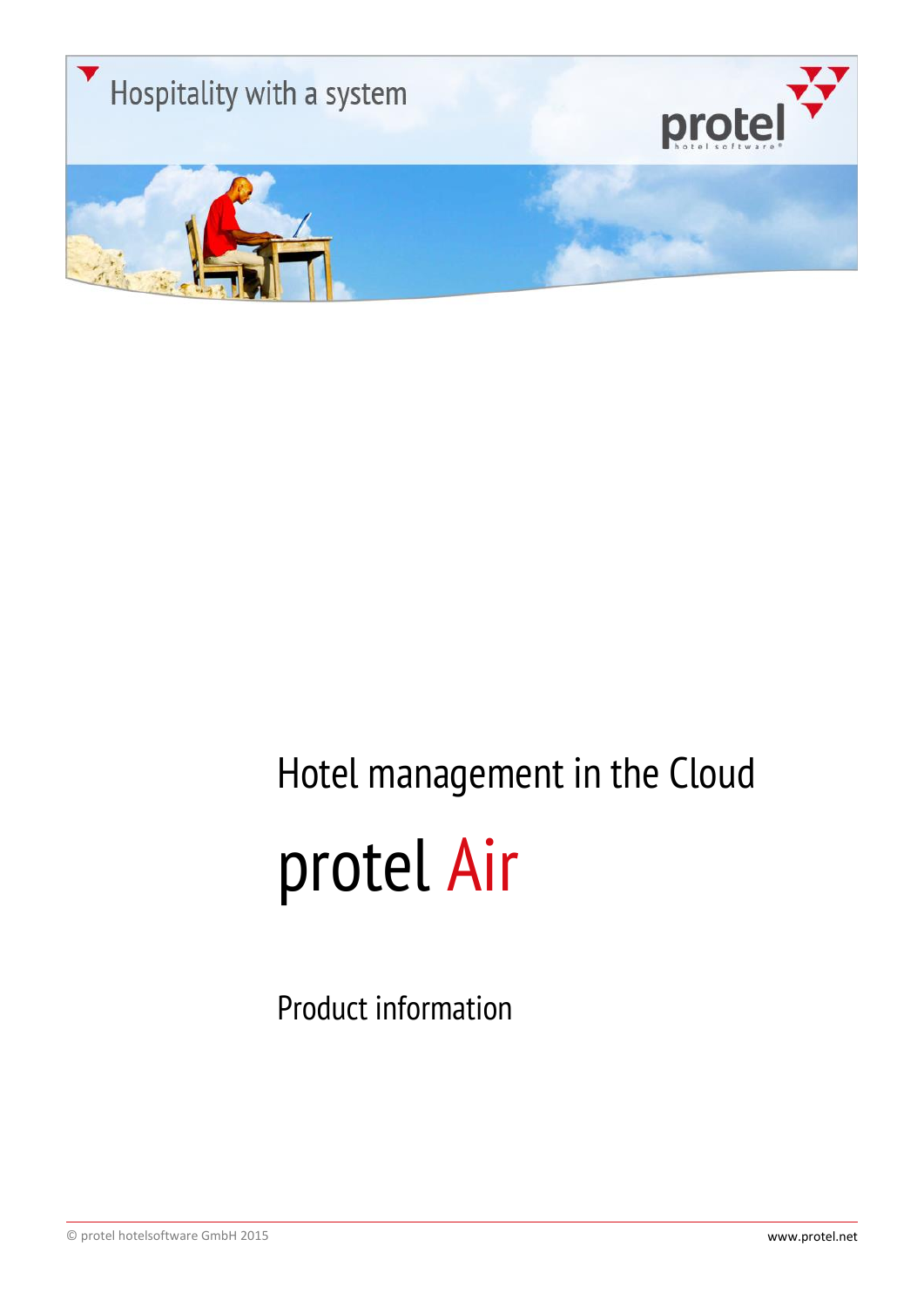Hospitality with a system

# Hotel management in the Cloud

# protel Air

## Product information

© protel hotelsoftware GmbH 2015

www.protel.net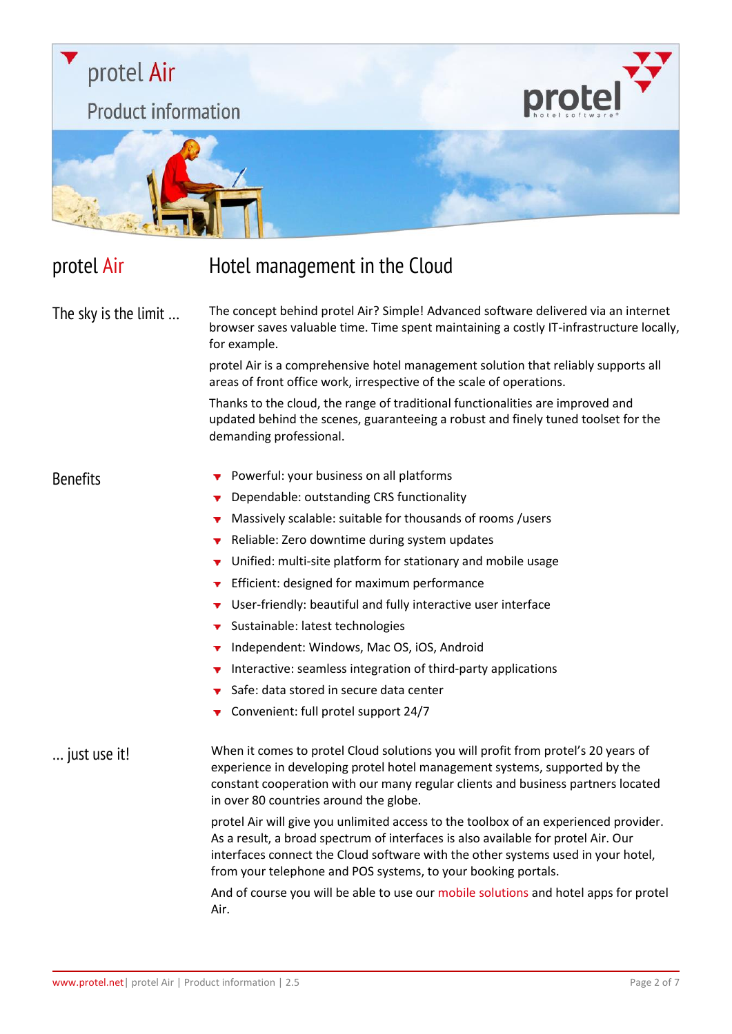# protel Air

## Product information

## protel Air — Hotel management in the Cloud

### The sky is the limit ...

The concept behind protel Air? Simple! Advanced software delivered via an internet browser saves valuable time. Time spent maintaining a costly IT-infrastructure locally, for example.

protel Air is a comprehensive hotel management solution that reliably supports all areas of front office work, irrespective of the scale of operations.

Thanks to the cloud, the range of traditional functionalities are improved and updated behind the scenes, guaranteeing a robust and finely tuned toolset for the demanding professional.

### Benefits

- Powerful: your business on all platforms
- Dependable: outstanding CRS functionality
- Massively scalable: suitable for thousands of rooms /users
- Reliable: Zero downtime during system updates
- Unified: multi-site platform for stationary and mobile usage
- Efficient: designed for maximum performance
- User-friendly: beautiful and fully interactive user interface
- Sustainable: latest technologies
- Independent: Windows, Mac OS, iOS, Android
- Interactive: seamless integration of third-party applications
- Safe: data stored in secure data center
- Convenient: full protel support 24/7

### ... just use it!

When it comes to protel Cloud solutions you will profit from protel's 20 years of experience in developing protel hotel management systems, supported by the constant cooperation with our many regular clients and business partners located in over 80 countries around the globe.

protel Air will give you unlimited access to the toolbox of an experienced provider. As a result, a broad spectrum of interfaces is also available for protel Air. Our interfaces connect the Cloud software with the other systems used in your hotel, from your telephone and POS systems, to your booking portals.

And of course you will be able to use our mobile solutions and hotel apps for protel Air.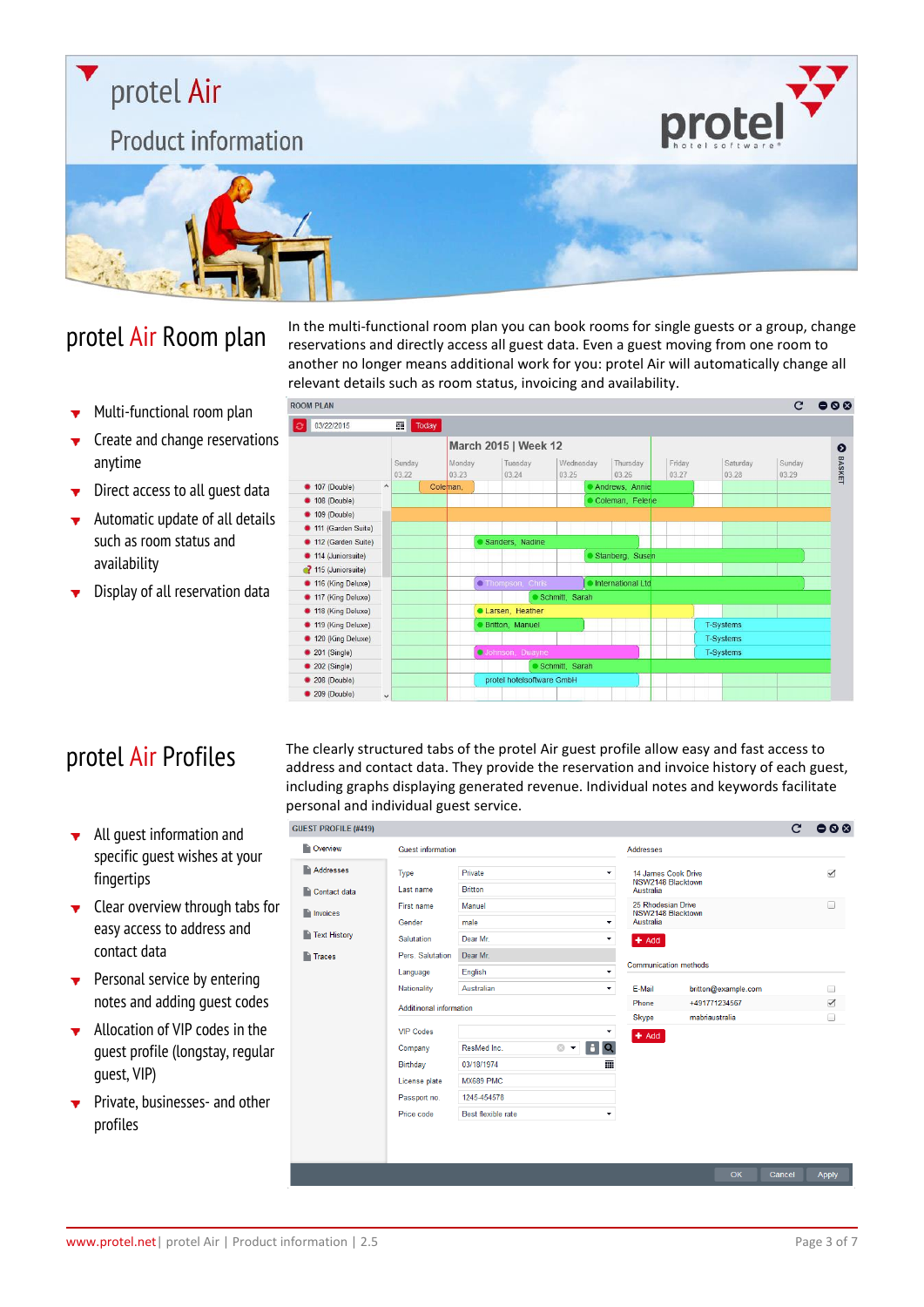# protel Air

## Product information

## protel Air Room plan

In the multi-functional room plan you can book rooms for single guests or a group, change reservations and directly access all guest data. Even a guest moving from one room to another no longer means additional work for you: protel Air will automatically change all relevant details such as room status, invoicing and availability.

- Multi-functional room plan
- Create and change reservations anytime
- Direct access to all guest data
- Automatic update of all details such as room status and availability
- Display of all reservation data

## protel Air Profiles

The clearly structured tabs of the protel Air guest profile allow easy and fast access to address and contact data. They provide the reservation and invoice history of each guest, including graphs displaying generated revenue. Individual notes and keywords facilitate personal and individual guest service.

- All guest information and specific guest wishes at your fingertips
- Clear overview through tabs for easy access to address and contact data
- Personal service by entering notes and adding guest codes
- Allocation of VIP codes in the guest profile (longstay, regular guest, VIP)
- Private, businesses- and other profiles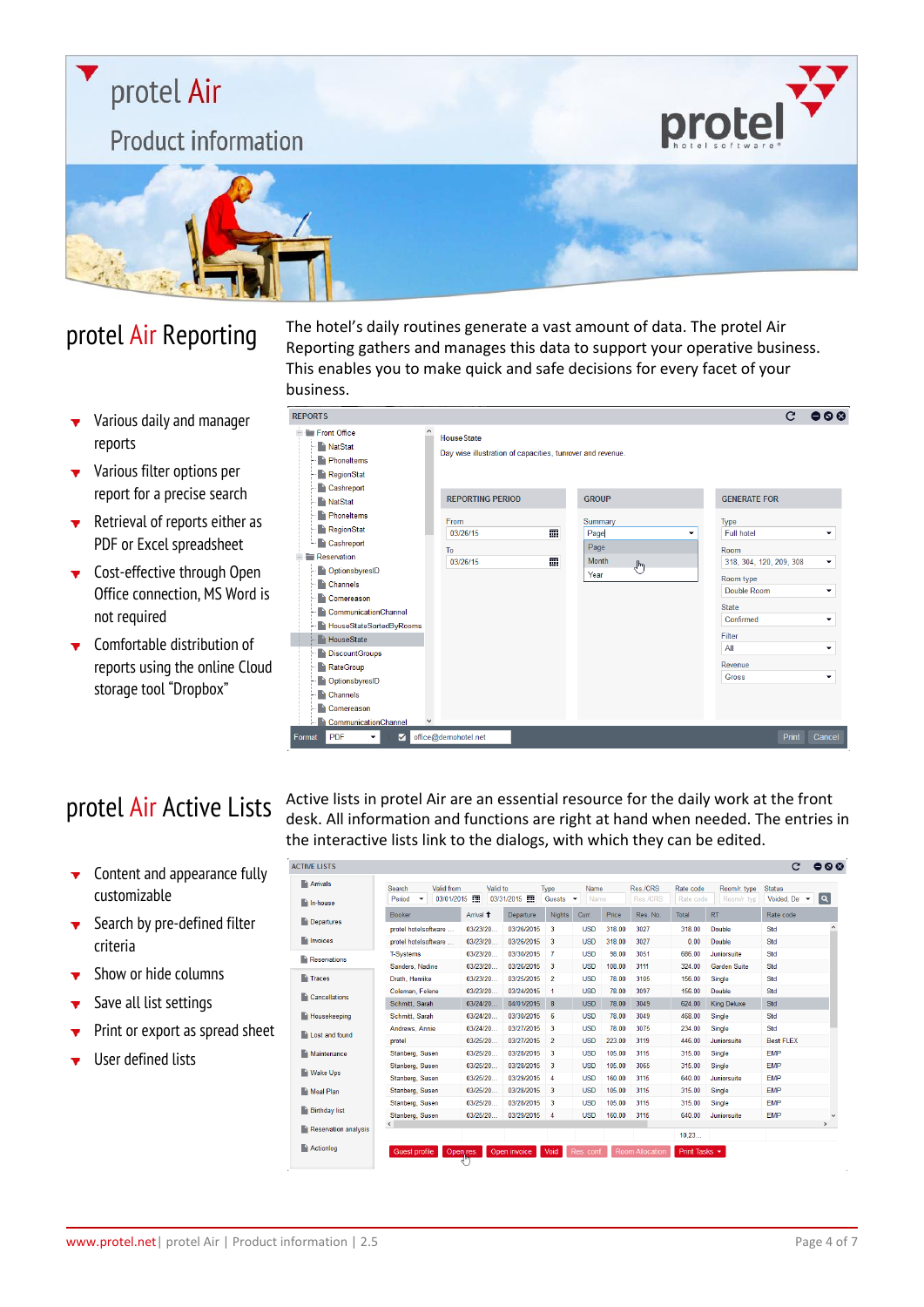# protel Air

## Product information

## protel Air Reporting

The hotel's daily routines generate a vast amount of data. The protel Air Reporting gathers and manages this data to support your operative business. This enables you to make quick and safe decisions for every facet of your business.

- Various daily and manager reports
- Various filter options per report for a precise search
- Retrieval of reports either as PDF or Excel spreadsheet
- Cost-effective through Open Office connection, MS Word is not required
- Comfortable distribution of reports using the online Cloud storage tool "Dropbox"

## protel Air Active Lists

Active lists in protel Air are an essential resource for the daily work at the front desk. All information and functions are right at hand when needed. The entries in the interactive lists link to the dialogs, with which they can be edited.

- Content and appearance fully customizable
- Search by pre-defined filter criteria
- Show or hide columns
- Save all list settings
- Print or export as spread sheet
- User defined lists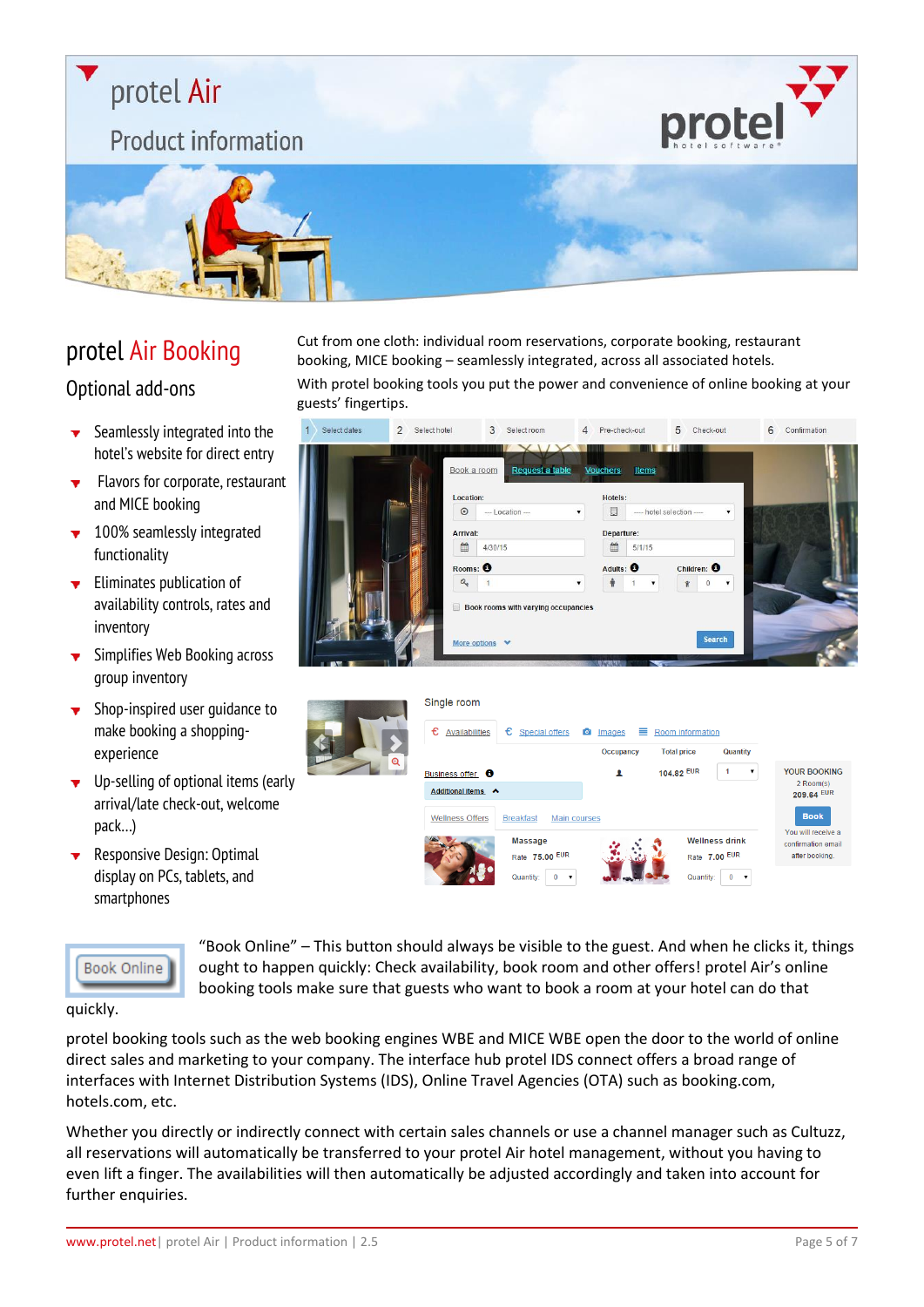# protel Air

## Product information

## protel Air Booking

### Optional add-ons

- Seamlessly integrated into the hotel's website for direct entry
- Flavors for corporate, restaurant and MICE booking
- 100% seamlessly integrated functionality
- Eliminates publication of availability controls, rates and inventory
- Simplifies Web Booking across group inventory
- Shop-inspired user guidance to make booking a shopping-experience
- Up-selling of optional items (early arrival/late check-out, welcome pack...)
- Responsive Design: Optimal display on PCs, tablets, and smartphones

Cut from one cloth: individual room reservations, corporate booking, restaurant booking, MICE booking – seamlessly integrated, across all associated hotels.

With protel booking tools you put the power and convenience of online booking at your guests' fingertips.

"Book Online" – This button should always be visible to the guest. And when he clicks it, things ought to happen quickly: Check availability, book room and other offers! protel Air's online booking tools make sure that guests who want to book a room at your hotel can do that quickly.

protel booking tools such as the web booking engines WBE and MICE WBE open the door to the world of online direct sales and marketing to your company. The interface hub protel IDS connect offers a broad range of interfaces with Internet Distribution Systems (IDS), Online Travel Agencies (OTA) such as booking.com, hotels.com, etc.

Whether you directly or indirectly connect with certain sales channels or use a channel manager such as Cultuzz, all reservations will automatically be transferred to your protel Air hotel management, without you having to even lift a finger. The availabilities will then automatically be adjusted accordingly and taken into account for further enquiries.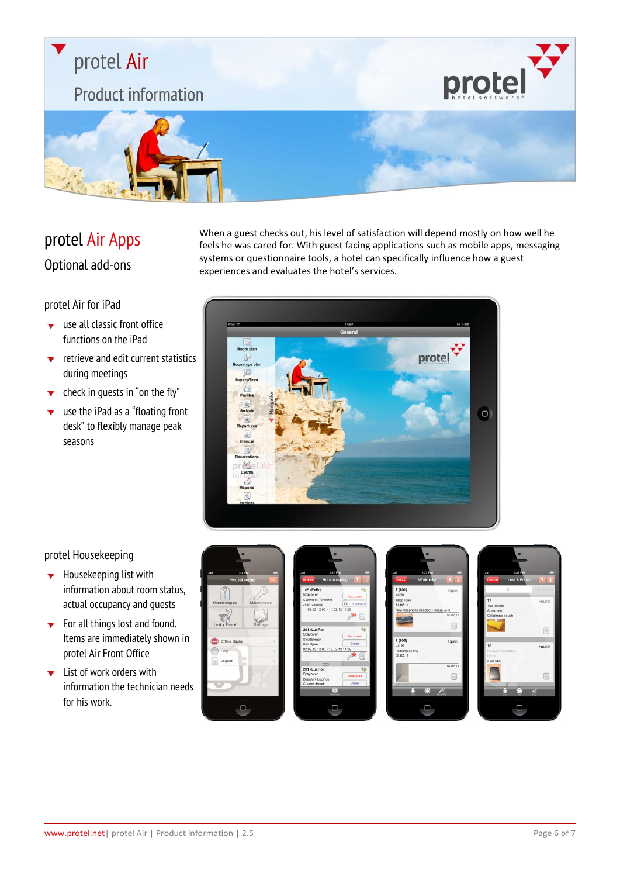# protel Air

## Product information

## protel Air Apps

### Optional add-ons

When a guest checks out, his level of satisfaction will depend mostly on how well he feels he was cared for. With guest facing applications such as mobile apps, messaging systems or questionnaire tools, a hotel can specifically influence how a guest experiences and evaluates the hotel's services.

### protel Air for iPad

- use all classic front office functions on the iPad
- retrieve and edit current statistics during meetings
- check in guests in "on the fly"
- use the iPad as a "floating front desk" to flexibly manage peak seasons

### protel Housekeeping

- Housekeeping list with information about room status, actual occupancy and guests
- For all things lost and found. Items are immediately shown in protel Air Front Office
- List of work orders with information the technician needs for his work.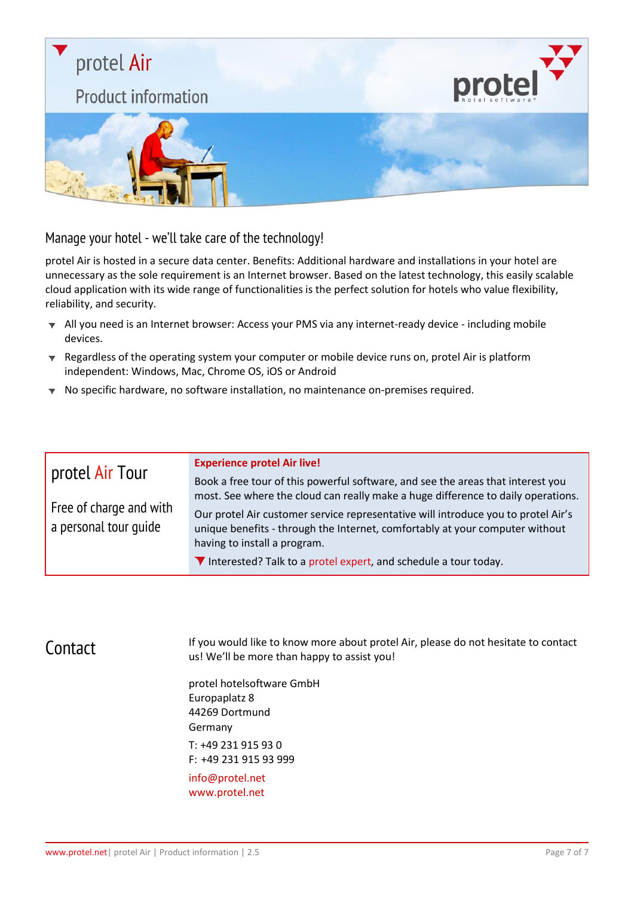# protel Air

## Product information

## Manage your hotel - we'll take care of the technology!

protel Air is hosted in a secure data center. Benefits: Additional hardware and installations in your hotel are unnecessary as the sole requirement is an Internet browser. Based on the latest technology, this easily scalable cloud application with its wide range of functionalities is the perfect solution for hotels who value flexibility, reliability, and security.

- All you need is an Internet browser: Access your PMS via any internet-ready device - including mobile devices.
- Regardless of the operating system your computer or mobile device runs on, protel Air is platform independent: Windows, Mac, Chrome OS, iOS or Android
- No specific hardware, no software installation, no maintenance on-premises required.

## protel Air Tour

Free of charge and with a personal tour guide

**Experience protel Air live!**

Book a free tour of this powerful software, and see the areas that interest you most. See where the cloud can really make a huge difference to daily operations.

Our protel Air customer service representative will introduce you to protel Air's unique benefits - through the Internet, comfortably at your computer without having to install a program.

Interested? Talk to a protel expert, and schedule a tour today.

## Contact

If you would like to know more about protel Air, please do not hesitate to contact us! We'll be more than happy to assist you!

protel hotelsoftware GmbH
Europaplatz 8
44269 Dortmund
Germany

T: +49 231 915 93 0
F: +49 231 915 93 999

info@protel.net
www.protel.net